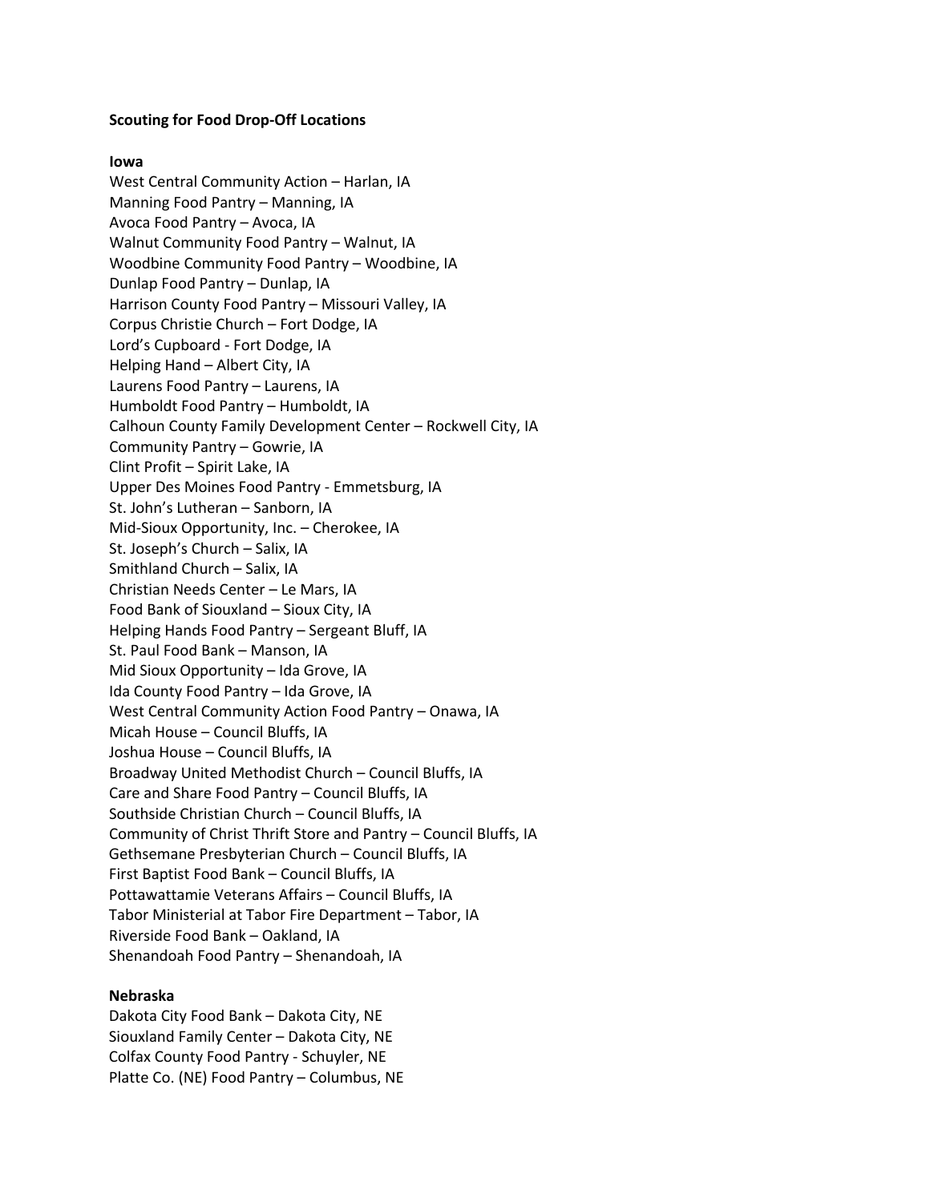**Scouting for Food Drop-Off Locations**

**Iowa**

West Central Community Action – Harlan, IA
Manning Food Pantry – Manning, IA
Avoca Food Pantry – Avoca, IA
Walnut Community Food Pantry – Walnut, IA
Woodbine Community Food Pantry – Woodbine, IA
Dunlap Food Pantry – Dunlap, IA
Harrison County Food Pantry – Missouri Valley, IA
Corpus Christie Church – Fort Dodge, IA
Lord's Cupboard - Fort Dodge, IA
Helping Hand – Albert City, IA
Laurens Food Pantry – Laurens, IA
Humboldt Food Pantry – Humboldt, IA
Calhoun County Family Development Center – Rockwell City, IA
Community Pantry – Gowrie, IA
Clint Profit – Spirit Lake, IA
Upper Des Moines Food Pantry - Emmetsburg, IA
St. John's Lutheran – Sanborn, IA
Mid-Sioux Opportunity, Inc. – Cherokee, IA
St. Joseph's Church – Salix, IA
Smithland Church – Salix, IA
Christian Needs Center – Le Mars, IA
Food Bank of Siouxland – Sioux City, IA
Helping Hands Food Pantry – Sergeant Bluff, IA
St. Paul Food Bank – Manson, IA
Mid Sioux Opportunity – Ida Grove, IA
Ida County Food Pantry – Ida Grove, IA
West Central Community Action Food Pantry – Onawa, IA
Micah House – Council Bluffs, IA
Joshua House – Council Bluffs, IA
Broadway United Methodist Church – Council Bluffs, IA
Care and Share Food Pantry – Council Bluffs, IA
Southside Christian Church – Council Bluffs, IA
Community of Christ Thrift Store and Pantry – Council Bluffs, IA
Gethsemane Presbyterian Church – Council Bluffs, IA
First Baptist Food Bank – Council Bluffs, IA
Pottawattamie Veterans Affairs – Council Bluffs, IA
Tabor Ministerial at Tabor Fire Department – Tabor, IA
Riverside Food Bank – Oakland, IA
Shenandoah Food Pantry – Shenandoah, IA

**Nebraska**

Dakota City Food Bank – Dakota City, NE
Siouxland Family Center – Dakota City, NE
Colfax County Food Pantry - Schuyler, NE
Platte Co. (NE) Food Pantry – Columbus, NE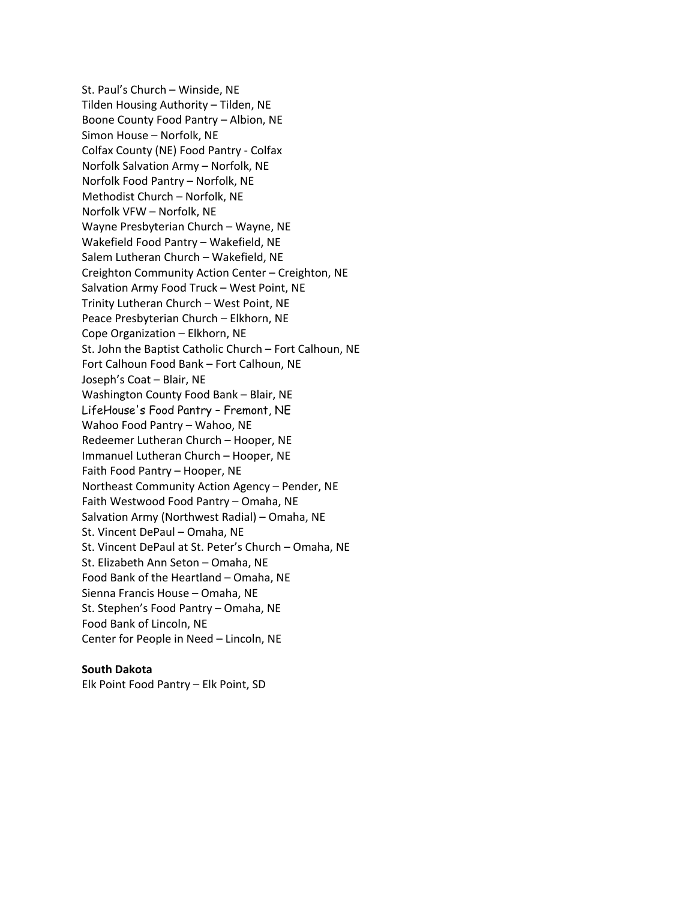St. Paul’s Church – Winside, NE
Tilden Housing Authority – Tilden, NE
Boone County Food Pantry – Albion, NE
Simon House – Norfolk, NE
Colfax County (NE) Food Pantry - Colfax
Norfolk Salvation Army – Norfolk, NE
Norfolk Food Pantry – Norfolk, NE
Methodist Church – Norfolk, NE
Norfolk VFW – Norfolk, NE
Wayne Presbyterian Church – Wayne, NE
Wakefield Food Pantry – Wakefield, NE
Salem Lutheran Church – Wakefield, NE
Creighton Community Action Center – Creighton, NE
Salvation Army Food Truck – West Point, NE
Trinity Lutheran Church – West Point, NE
Peace Presbyterian Church – Elkhorn, NE
Cope Organization – Elkhorn, NE
St. John the Baptist Catholic Church – Fort Calhoun, NE
Fort Calhoun Food Bank – Fort Calhoun, NE
Joseph’s Coat – Blair, NE
Washington County Food Bank – Blair, NE
LifeHouse's Food Pantry - Fremont, NE
Wahoo Food Pantry – Wahoo, NE
Redeemer Lutheran Church – Hooper, NE
Immanuel Lutheran Church – Hooper, NE
Faith Food Pantry – Hooper, NE
Northeast Community Action Agency – Pender, NE
Faith Westwood Food Pantry – Omaha, NE
Salvation Army (Northwest Radial) – Omaha, NE
St. Vincent DePaul – Omaha, NE
St. Vincent DePaul at St. Peter’s Church – Omaha, NE
St. Elizabeth Ann Seton – Omaha, NE
Food Bank of the Heartland – Omaha, NE
Sienna Francis House – Omaha, NE
St. Stephen’s Food Pantry – Omaha, NE
Food Bank of Lincoln, NE
Center for People in Need – Lincoln, NE

**South Dakota**
Elk Point Food Pantry – Elk Point, SD